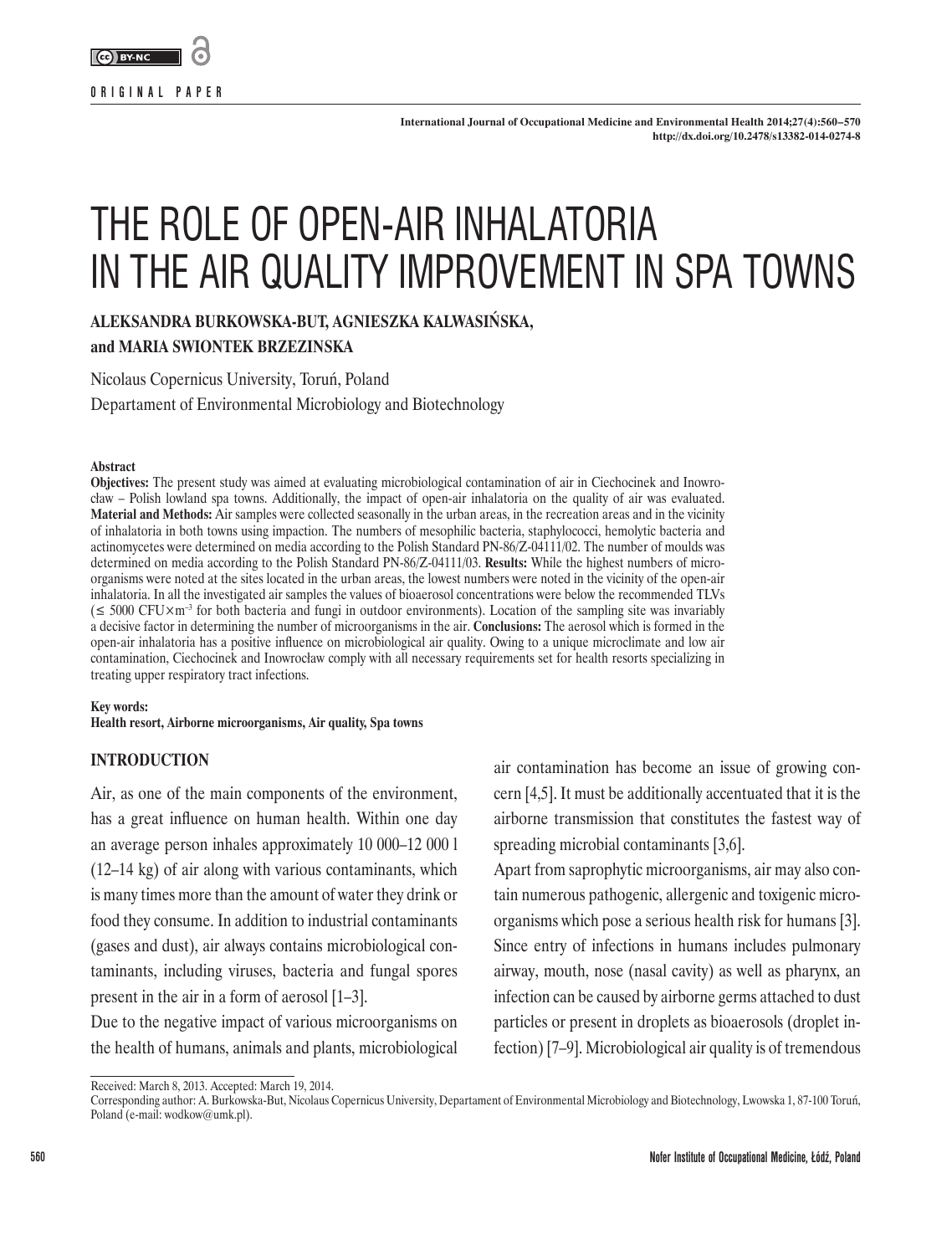ORIGINAL PAPER

International Journal of Occupational Medicine and Environmental Health 2014;27(4):560–570
http://dx.doi.org/10.2478/s13382-014-0274-8

# THE ROLE OF OPEN-AIR INHALATORIA IN THE AIR QUALITY IMPROVEMENT IN SPA TOWNS

**ALEKSANDRA BURKOWSKA-BUT, AGNIESZKA KALWASIŃSKA, and MARIA SWIONTEK BRZEZINSKA**

Nicolaus Copernicus University, Toruń, Poland
Departament of Environmental Microbiology and Biotechnology

**Abstract**

**Objectives:** The present study was aimed at evaluating microbiological contamination of air in Ciechocinek and Inowrocław – Polish lowland spa towns. Additionally, the impact of open-air inhalatoria on the quality of air was evaluated. **Material and Methods:** Air samples were collected seasonally in the urban areas, in the recreation areas and in the vicinity of inhalatoria in both towns using impaction. The numbers of mesophilic bacteria, staphylococci, hemolytic bacteria and actinomycetes were determined on media according to the Polish Standard PN-86/Z-04111/02. The number of moulds was determined on media according to the Polish Standard PN-86/Z-04111/03. **Results:** While the highest numbers of microorganisms were noted at the sites located in the urban areas, the lowest numbers were noted in the vicinity of the open-air inhalatoria. In all the investigated air samples the values of bioaerosol concentrations were below the recommended TLVs ($\leq$ 5000 CFU$\times$m$^{-3}$ for both bacteria and fungi in outdoor environments). Location of the sampling site was invariably a decisive factor in determining the number of microorganisms in the air. **Conclusions:** The aerosol which is formed in the open-air inhalatoria has a positive influence on microbiological air quality. Owing to a unique microclimate and low air contamination, Ciechocinek and Inowrocław comply with all necessary requirements set for health resorts specializing in treating upper respiratory tract infections.

**Key words:**
**Health resort, Airborne microorganisms, Air quality, Spa towns**

## INTRODUCTION

Air, as one of the main components of the environment, has a great influence on human health. Within one day an average person inhales approximately 10 000–12 000 l (12–14 kg) of air along with various contaminants, which is many times more than the amount of water they drink or food they consume. In addition to industrial contaminants (gases and dust), air always contains microbiological contaminants, including viruses, bacteria and fungal spores present in the air in a form of aerosol [1–3].

Due to the negative impact of various microorganisms on the health of humans, animals and plants, microbiological air contamination has become an issue of growing concern [4,5]. It must be additionally accentuated that it is the airborne transmission that constitutes the fastest way of spreading microbial contaminants [3,6].

Apart from saprophytic microorganisms, air may also contain numerous pathogenic, allergenic and toxigenic microorganisms which pose a serious health risk for humans [3]. Since entry of infections in humans includes pulmonary airway, mouth, nose (nasal cavity) as well as pharynx, an infection can be caused by airborne germs attached to dust particles or present in droplets as bioaerosols (droplet infection) [7–9]. Microbiological air quality is of tremendous

Received: March 8, 2013. Accepted: March 19, 2014.
Corresponding author: A. Burkowska-But, Nicolaus Copernicus University, Departament of Environmental Microbiology and Biotechnology, Lwowska 1, 87-100 Toruń, Poland (e-mail: wodkow@umk.pl).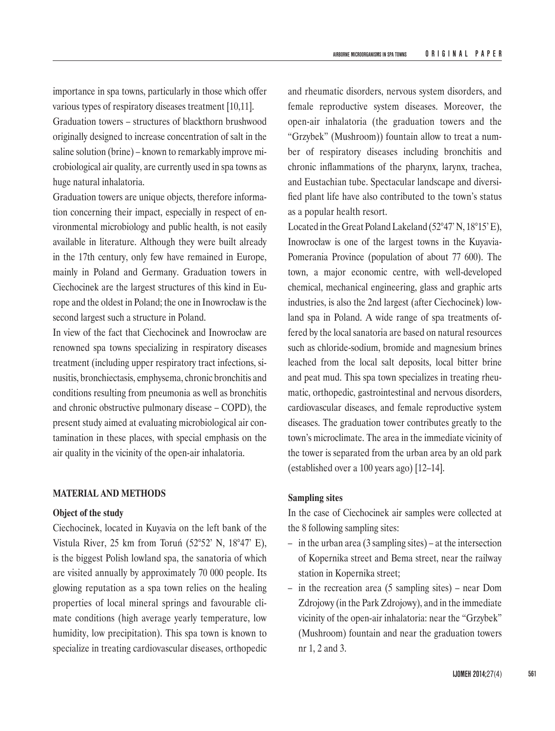importance in spa towns, particularly in those which offer various types of respiratory diseases treatment [10,11].

Graduation towers – structures of blackthorn brushwood originally designed to increase concentration of salt in the saline solution (brine) – known to remarkably improve microbiological air quality, are currently used in spa towns as huge natural inhalatoria.

Graduation towers are unique objects, therefore information concerning their impact, especially in respect of environmental microbiology and public health, is not easily available in literature. Although they were built already in the 17th century, only few have remained in Europe, mainly in Poland and Germany. Graduation towers in Ciechocinek are the largest structures of this kind in Europe and the oldest in Poland; the one in Inowrocław is the second largest such a structure in Poland.

In view of the fact that Ciechocinek and Inowrocław are renowned spa towns specializing in respiratory diseases treatment (including upper respiratory tract infections, sinusitis, bronchiectasis, emphysema, chronic bronchitis and conditions resulting from pneumonia as well as bronchitis and chronic obstructive pulmonary disease – COPD), the present study aimed at evaluating microbiological air contamination in these places, with special emphasis on the air quality in the vicinity of the open-air inhalatoria.

## MATERIAL AND METHODS

### Object of the study

Ciechocinek, located in Kuyavia on the left bank of the Vistula River, 25 km from Toruń (52°52' N, 18°47' E), is the biggest Polish lowland spa, the sanatoria of which are visited annually by approximately 70 000 people. Its glowing reputation as a spa town relies on the healing properties of local mineral springs and favourable climate conditions (high average yearly temperature, low humidity, low precipitation). This spa town is known to specialize in treating cardiovascular diseases, orthopedic and rheumatic disorders, nervous system disorders, and female reproductive system diseases. Moreover, the open-air inhalatoria (the graduation towers and the "Grzybek" (Mushroom)) fountain allow to treat a number of respiratory diseases including bronchitis and chronic inflammations of the pharynx, larynx, trachea, and Eustachian tube. Spectacular landscape and diversified plant life have also contributed to the town's status as a popular health resort.

Located in the Great Poland Lakeland (52°47' N, 18°15' E), Inowrocław is one of the largest towns in the Kuyavia-Pomerania Province (population of about 77 600). The town, a major economic centre, with well-developed chemical, mechanical engineering, glass and graphic arts industries, is also the 2nd largest (after Ciechocinek) lowland spa in Poland. A wide range of spa treatments offered by the local sanatoria are based on natural resources such as chloride-sodium, bromide and magnesium brines leached from the local salt deposits, local bitter brine and peat mud. This spa town specializes in treating rheumatic, orthopedic, gastrointestinal and nervous disorders, cardiovascular diseases, and female reproductive system diseases. The graduation tower contributes greatly to the town's microclimate. The area in the immediate vicinity of the tower is separated from the urban area by an old park (established over a 100 years ago) [12–14].

### Sampling sites

In the case of Ciechocinek air samples were collected at the 8 following sampling sites:

- in the urban area (3 sampling sites) – at the intersection of Kopernika street and Bema street, near the railway station in Kopernika street;
- in the recreation area (5 sampling sites) – near Dom Zdrojowy (in the Park Zdrojowy), and in the immediate vicinity of the open-air inhalatoria: near the "Grzybek" (Mushroom) fountain and near the graduation towers nr 1, 2 and 3.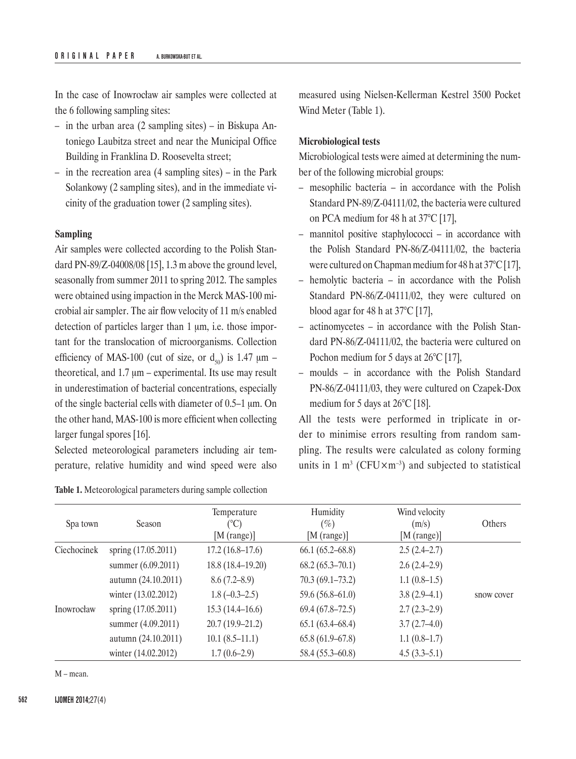In the case of Inowrocław air samples were collected at the 6 following sampling sites:

- in the urban area (2 sampling sites) – in Biskupa Antoniego Laubitza street and near the Municipal Office Building in Franklina D. Roosevelta street;
- in the recreation area (4 sampling sites) – in the Park Solankowy (2 sampling sites), and in the immediate vicinity of the graduation tower (2 sampling sites).

**Sampling**

Air samples were collected according to the Polish Standard PN-89/Z-04008/08 [15], 1.3 m above the ground level, seasonally from summer 2011 to spring 2012. The samples were obtained using impaction in the Merck MAS-100 microbial air sampler. The air flow velocity of 11 m/s enabled detection of particles larger than 1 μm, i.e. those important for the translocation of microorganisms. Collection efficiency of MAS-100 (cut of size, or $d_{50}$) is 1.47 μm – theoretical, and 1.7 μm – experimental. Its use may result in underestimation of bacterial concentrations, especially of the single bacterial cells with diameter of 0.5–1 μm. On the other hand, MAS-100 is more efficient when collecting larger fungal spores [16].

Selected meteorological parameters including air temperature, relative humidity and wind speed were also measured using Nielsen-Kellerman Kestrel 3500 Pocket Wind Meter (Table 1).

**Microbiological tests**

Microbiological tests were aimed at determining the number of the following microbial groups:

- mesophilic bacteria – in accordance with the Polish Standard PN-89/Z-04111/02, the bacteria were cultured on PCA medium for 48 h at 37°C [17],
- mannitol positive staphylococci – in accordance with the Polish Standard PN-86/Z-04111/02, the bacteria were cultured on Chapman medium for 48 h at 37°C [17],
- hemolytic bacteria – in accordance with the Polish Standard PN-86/Z-04111/02, they were cultured on blood agar for 48 h at 37°C [17],
- actinomycetes – in accordance with the Polish Standard PN-86/Z-04111/02, the bacteria were cultured on Pochon medium for 5 days at 26°C [17],
- moulds – in accordance with the Polish Standard PN-86/Z-04111/03, they were cultured on Czapek-Dox medium for 5 days at 26°C [18].

All the tests were performed in triplicate in order to minimise errors resulting from random sampling. The results were calculated as colony forming units in 1 $m^3$ ($CFU \times m^{-3}$) and subjected to statistical

**Table 1.** Meteorological parameters during sample collection

| Spa town | Season | Temperature (°C) [M (range)] | Humidity (%) [M (range)] | Wind velocity (m/s) [M (range)] | Others |
|---|---|---|---|---|---|
| Ciechocinek | spring (17.05.2011) | 17.2 (16.8–17.6) | 66.1 (65.2–68.8) | 2.5 (2.4–2.7) | |
| | summer (6.09.2011) | 18.8 (18.4–19.20) | 68.2 (65.3–70.1) | 2.6 (2.4–2.9) | |
| | autumn (24.10.2011) | 8.6 (7.2–8.9) | 70.3 (69.1–73.2) | 1.1 (0.8–1.5) | |
| | winter (13.02.2012) | 1.8 (−0.3–2.5) | 59.6 (56.8–61.0) | 3.8 (2.9–4.1) | snow cover |
| Inowrocław | spring (17.05.2011) | 15.3 (14.4–16.6) | 69.4 (67.8–72.5) | 2.7 (2.3–2.9) | |
| | summer (4.09.2011) | 20.7 (19.9–21.2) | 65.1 (63.4–68.4) | 3.7 (2.7–4.0) | |
| | autumn (24.10.2011) | 10.1 (8.5–11.1) | 65.8 (61.9–67.8) | 1.1 (0.8–1.7) | |
| | winter (14.02.2012) | 1.7 (0.6–2.9) | 58.4 (55.3–60.8) | 4.5 (3.3–5.1) | |

M – mean.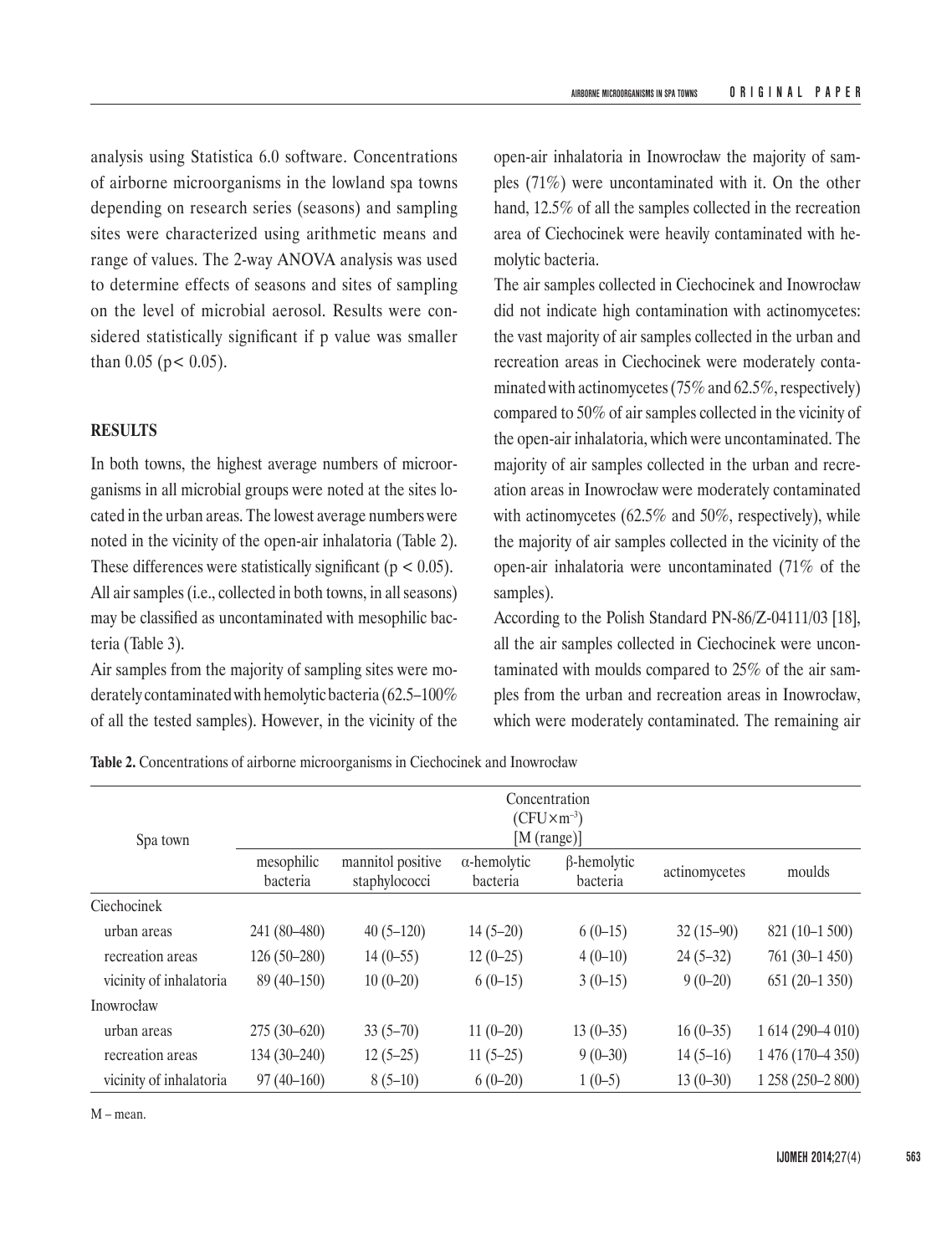analysis using Statistica 6.0 software. Concentrations of airborne microorganisms in the lowland spa towns depending on research series (seasons) and sampling sites were characterized using arithmetic means and range of values. The 2-way ANOVA analysis was used to determine effects of seasons and sites of sampling on the level of microbial aerosol. Results were considered statistically significant if p value was smaller than 0.05 ($p < 0.05$).

## RESULTS

In both towns, the highest average numbers of microorganisms in all microbial groups were noted at the sites located in the urban areas. The lowest average numbers were noted in the vicinity of the open-air inhalatoria (Table 2). These differences were statistically significant ($p < 0.05$).

All air samples (i.e., collected in both towns, in all seasons) may be classified as uncontaminated with mesophilic bacteria (Table 3).

Air samples from the majority of sampling sites were moderately contaminated with hemolytic bacteria (62.5–100% of all the tested samples). However, in the vicinity of the open-air inhalatoria in Inowrocław the majority of samples (71%) were uncontaminated with it. On the other hand, 12.5% of all the samples collected in the recreation area of Ciechocinek were heavily contaminated with hemolytic bacteria.

The air samples collected in Ciechocinek and Inowrocław did not indicate high contamination with actinomycetes: the vast majority of air samples collected in the urban and recreation areas in Ciechocinek were moderately contaminated with actinomycetes (75% and 62.5%, respectively) compared to 50% of air samples collected in the vicinity of the open-air inhalatoria, which were uncontaminated. The majority of air samples collected in the urban and recreation areas in Inowrocław were moderately contaminated with actinomycetes (62.5% and 50%, respectively), while the majority of air samples collected in the vicinity of the open-air inhalatoria were uncontaminated (71% of the samples).

According to the Polish Standard PN-86/Z-04111/03 [18], all the air samples collected in Ciechocinek were uncontaminated with moulds compared to 25% of the air samples from the urban and recreation areas in Inowrocław, which were moderately contaminated. The remaining air

**Table 2.** Concentrations of airborne microorganisms in Ciechocinek and Inowrocław

| Spa town | Concentration ($CFU \times m^{-3}$) [M (range)] | | | | | |
|---|---|---|---|---|---|---|
| | mesophilic bacteria | mannitol positive staphylococci | α-hemolytic bacteria | β-hemolytic bacteria | actinomycetes | moulds |
| Ciechocinek | | | | | | |
| urban areas | 241 (80–480) | 40 (5–120) | 14 (5–20) | 6 (0–15) | 32 (15–90) | 821 (10–1 500) |
| recreation areas | 126 (50–280) | 14 (0–55) | 12 (0–25) | 4 (0–10) | 24 (5–32) | 761 (30–1 450) |
| vicinity of inhalatoria | 89 (40–150) | 10 (0–20) | 6 (0–15) | 3 (0–15) | 9 (0–20) | 651 (20–1 350) |
| Inowrocław | | | | | | |
| urban areas | 275 (30–620) | 33 (5–70) | 11 (0–20) | 13 (0–35) | 16 (0–35) | 1 614 (290–4 010) |
| recreation areas | 134 (30–240) | 12 (5–25) | 11 (5–25) | 9 (0–30) | 14 (5–16) | 1 476 (170–4 350) |
| vicinity of inhalatoria | 97 (40–160) | 8 (5–10) | 6 (0–20) | 1 (0–5) | 13 (0–30) | 1 258 (250–2 800) |

M – mean.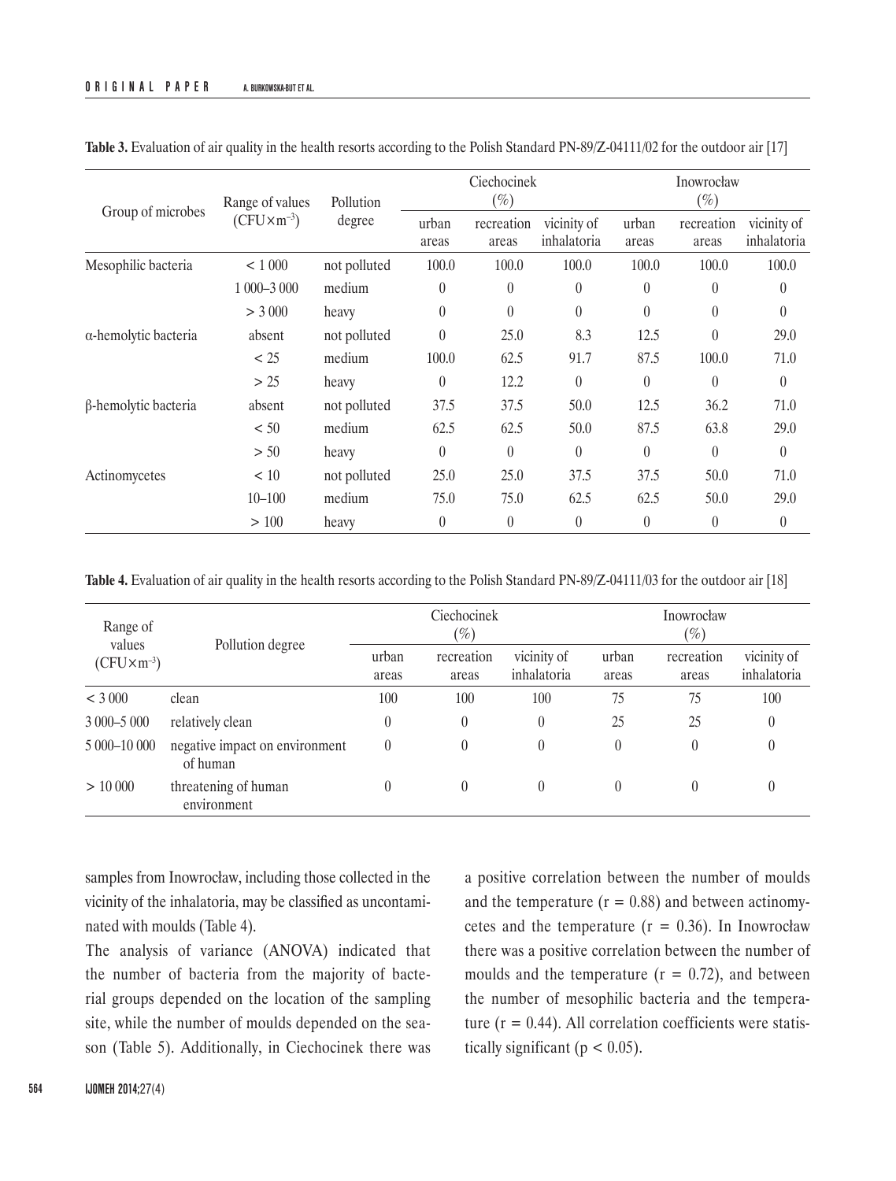**Table 3.** Evaluation of air quality in the health resorts according to the Polish Standard PN-89/Z-04111/02 for the outdoor air [17]

| Group of microbes | Range of values ($CFU \times m^{-3}$) | Pollution degree | Ciechocinek (%) | | | Inowrocław (%) | | |
|---|---|---|---|---|---|---|---|---|
| | | | urban areas | recreation areas | vicinity of inhalatoria | urban areas | recreation areas | vicinity of inhalatoria |
| Mesophilic bacteria | < 1 000 | not polluted | 100.0 | 100.0 | 100.0 | 100.0 | 100.0 | 100.0 |
| | 1 000–3 000 | medium | 0 | 0 | 0 | 0 | 0 | 0 |
| | > 3 000 | heavy | 0 | 0 | 0 | 0 | 0 | 0 |
| α-hemolytic bacteria | absent | not polluted | 0 | 25.0 | 8.3 | 12.5 | 0 | 29.0 |
| | < 25 | medium | 100.0 | 62.5 | 91.7 | 87.5 | 100.0 | 71.0 |
| | > 25 | heavy | 0 | 12.2 | 0 | 0 | 0 | 0 |
| β-hemolytic bacteria | absent | not polluted | 37.5 | 37.5 | 50.0 | 12.5 | 36.2 | 71.0 |
| | < 50 | medium | 62.5 | 62.5 | 50.0 | 87.5 | 63.8 | 29.0 |
| | > 50 | heavy | 0 | 0 | 0 | 0 | 0 | 0 |
| Actinomycetes | < 10 | not polluted | 25.0 | 25.0 | 37.5 | 37.5 | 50.0 | 71.0 |
| | 10–100 | medium | 75.0 | 75.0 | 62.5 | 62.5 | 50.0 | 29.0 |
| | > 100 | heavy | 0 | 0 | 0 | 0 | 0 | 0 |

**Table 4.** Evaluation of air quality in the health resorts according to the Polish Standard PN-89/Z-04111/03 for the outdoor air [18]

| Range of values ($CFU \times m^{-3}$) | Pollution degree | Ciechocinek (%) | | | Inowrocław (%) | | |
|---|---|---|---|---|---|---|---|
| | | urban areas | recreation areas | vicinity of inhalatoria | urban areas | recreation areas | vicinity of inhalatoria |
| < 3 000 | clean | 100 | 100 | 100 | 75 | 75 | 100 |
| 3 000–5 000 | relatively clean | 0 | 0 | 0 | 25 | 25 | 0 |
| 5 000–10 000 | negative impact on environment of human | 0 | 0 | 0 | 0 | 0 | 0 |
| > 10 000 | threatening of human environment | 0 | 0 | 0 | 0 | 0 | 0 |

samples from Inowrocław, including those collected in the vicinity of the inhalatoria, may be classified as uncontaminated with moulds (Table 4).

The analysis of variance (ANOVA) indicated that the number of bacteria from the majority of bacterial groups depended on the location of the sampling site, while the number of moulds depended on the season (Table 5). Additionally, in Ciechocinek there was a positive correlation between the number of moulds and the temperature ($r = 0.88$) and between actinomycetes and the temperature ($r = 0.36$). In Inowrocław there was a positive correlation between the number of moulds and the temperature ($r = 0.72$), and between the number of mesophilic bacteria and the temperature ($r = 0.44$). All correlation coefficients were statistically significant ($p < 0.05$).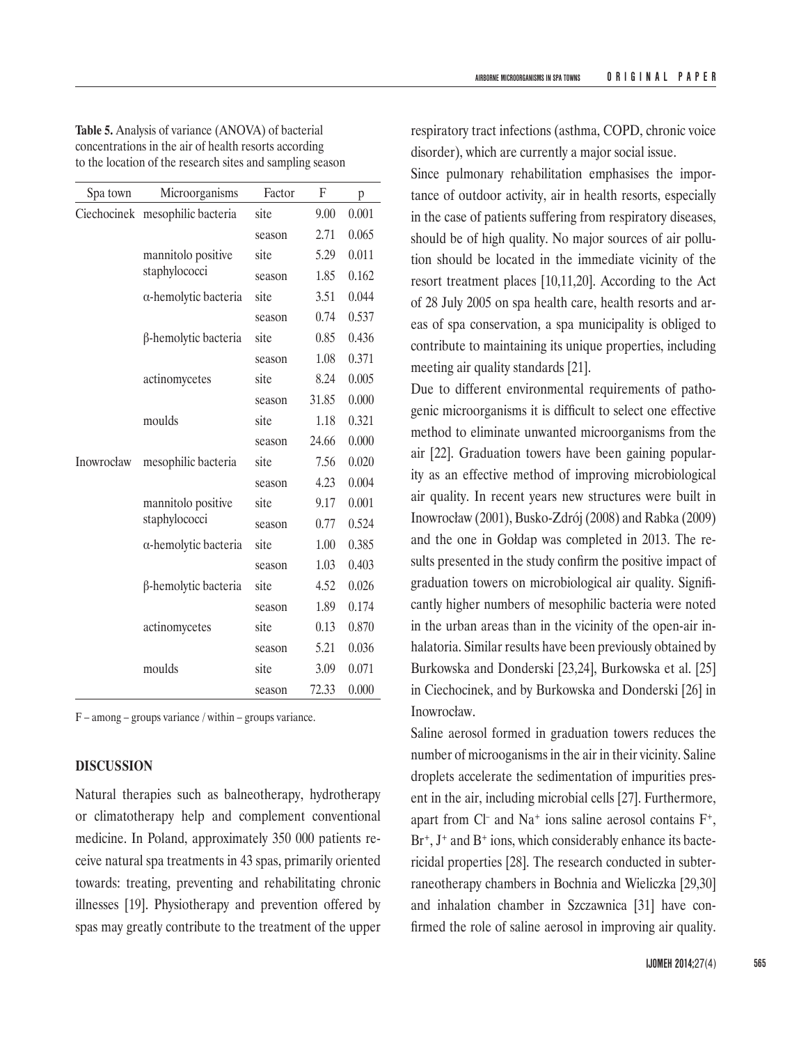**Table 5.** Analysis of variance (ANOVA) of bacterial concentrations in the air of health resorts according to the location of the research sites and sampling season

| Spa town | Microorganisms | Factor | F | p |
|---|---|---|---|---|
| Ciechocinek | mesophilic bacteria | site | 9.00 | 0.001 |
| | | season | 2.71 | 0.065 |
| | mannitolo positive staphylococci | site | 5.29 | 0.011 |
| | | season | 1.85 | 0.162 |
| | α-hemolytic bacteria | site | 3.51 | 0.044 |
| | | season | 0.74 | 0.537 |
| | β-hemolytic bacteria | site | 0.85 | 0.436 |
| | | season | 1.08 | 0.371 |
| | actinomycetes | site | 8.24 | 0.005 |
| | | season | 31.85 | 0.000 |
| | moulds | site | 1.18 | 0.321 |
| | | season | 24.66 | 0.000 |
| Inowrocław | mesophilic bacteria | site | 7.56 | 0.020 |
| | | season | 4.23 | 0.004 |
| | mannitolo positive staphylococci | site | 9.17 | 0.001 |
| | | season | 0.77 | 0.524 |
| | α-hemolytic bacteria | site | 1.00 | 0.385 |
| | | season | 1.03 | 0.403 |
| | β-hemolytic bacteria | site | 4.52 | 0.026 |
| | | season | 1.89 | 0.174 |
| | actinomycetes | site | 0.13 | 0.870 |
| | | season | 5.21 | 0.036 |
| | moulds | site | 3.09 | 0.071 |
| | | season | 72.33 | 0.000 |

F – among – groups variance / within – groups variance.

## DISCUSSION

Natural therapies such as balneotherapy, hydrotherapy or climatotherapy help and complement conventional medicine. In Poland, approximately 350 000 patients receive natural spa treatments in 43 spas, primarily oriented towards: treating, preventing and rehabilitating chronic illnesses [19]. Physiotherapy and prevention offered by spas may greatly contribute to the treatment of the upper respiratory tract infections (asthma, COPD, chronic voice disorder), which are currently a major social issue.

Since pulmonary rehabilitation emphasises the importance of outdoor activity, air in health resorts, especially in the case of patients suffering from respiratory diseases, should be of high quality. No major sources of air pollution should be located in the immediate vicinity of the resort treatment places [10,11,20]. According to the Act of 28 July 2005 on spa health care, health resorts and areas of spa conservation, a spa municipality is obliged to contribute to maintaining its unique properties, including meeting air quality standards [21].

Due to different environmental requirements of pathogenic microorganisms it is difficult to select one effective method to eliminate unwanted microorganisms from the air [22]. Graduation towers have been gaining popularity as an effective method of improving microbiological air quality. In recent years new structures were built in Inowrocław (2001), Busko-Zdrój (2008) and Rabka (2009) and the one in Gołdap was completed in 2013. The results presented in the study confirm the positive impact of graduation towers on microbiological air quality. Significantly higher numbers of mesophilic bacteria were noted in the urban areas than in the vicinity of the open-air inhalatoria. Similar results have been previously obtained by Burkowska and Donderski [23,24], Burkowska et al. [25] in Ciechocinek, and by Burkowska and Donderski [26] in Inowrocław.

Saline aerosol formed in graduation towers reduces the number of microoganisms in the air in their vicinity. Saline droplets accelerate the sedimentation of impurities present in the air, including microbial cells [27]. Furthermore, apart from $Cl^-$ and $Na^+$ ions saline aerosol contains $F^+$, $Br^+$, $J^+$ and $B^+$ ions, which considerably enhance its bactericidal properties [28]. The research conducted in subterraneotherapy chambers in Bochnia and Wieliczka [29,30] and inhalation chamber in Szczawnica [31] have confirmed the role of saline aerosol in improving air quality.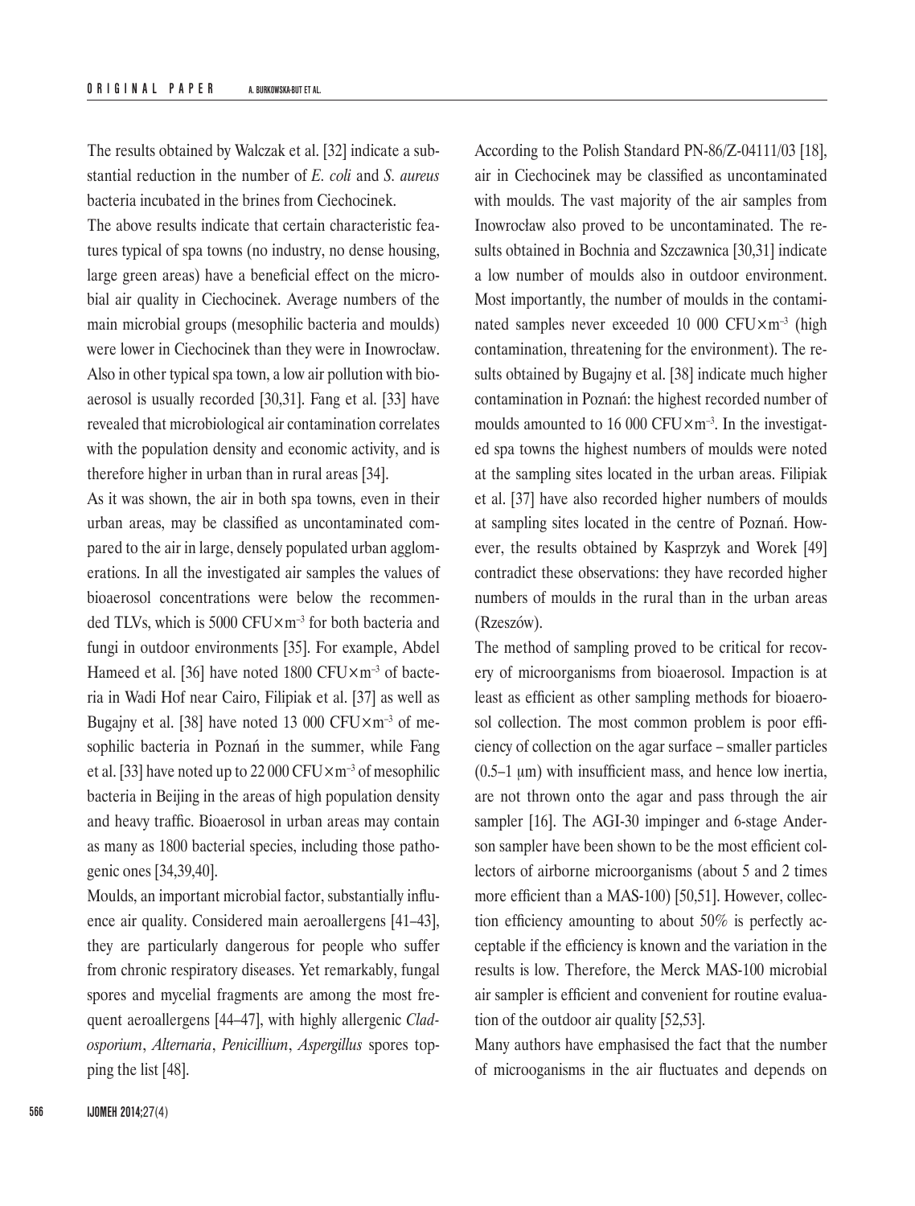The results obtained by Walczak et al. [32] indicate a substantial reduction in the number of *E. coli* and *S. aureus* bacteria incubated in the brines from Ciechocinek.

The above results indicate that certain characteristic features typical of spa towns (no industry, no dense housing, large green areas) have a beneficial effect on the microbial air quality in Ciechocinek. Average numbers of the main microbial groups (mesophilic bacteria and moulds) were lower in Ciechocinek than they were in Inowrocław. Also in other typical spa town, a low air pollution with bioaerosol is usually recorded [30,31]. Fang et al. [33] have revealed that microbiological air contamination correlates with the population density and economic activity, and is therefore higher in urban than in rural areas [34].

As it was shown, the air in both spa towns, even in their urban areas, may be classified as uncontaminated compared to the air in large, densely populated urban agglomerations. In all the investigated air samples the values of bioaerosol concentrations were below the recommended TLVs, which is 5000 CFU×m$^{-3}$ for both bacteria and fungi in outdoor environments [35]. For example, Abdel Hameed et al. [36] have noted 1800 CFU×m$^{-3}$ of bacteria in Wadi Hof near Cairo, Filipiak et al. [37] as well as Bugajny et al. [38] have noted 13 000 CFU×m$^{-3}$ of mesophilic bacteria in Poznań in the summer, while Fang et al. [33] have noted up to 22 000 CFU×m$^{-3}$ of mesophilic bacteria in Beijing in the areas of high population density and heavy traffic. Bioaerosol in urban areas may contain as many as 1800 bacterial species, including those pathogenic ones [34,39,40].

Moulds, an important microbial factor, substantially influence air quality. Considered main aeroallergens [41–43], they are particularly dangerous for people who suffer from chronic respiratory diseases. Yet remarkably, fungal spores and mycelial fragments are among the most frequent aeroallergens [44–47], with highly allergenic *Cladosporium*, *Alternaria*, *Penicillium*, *Aspergillus* spores topping the list [48].

According to the Polish Standard PN-86/Z-04111/03 [18], air in Ciechocinek may be classified as uncontaminated with moulds. The vast majority of the air samples from Inowrocław also proved to be uncontaminated. The results obtained in Bochnia and Szczawnica [30,31] indicate a low number of moulds also in outdoor environment. Most importantly, the number of moulds in the contaminated samples never exceeded 10 000 CFU×m$^{-3}$ (high contamination, threatening for the environment). The results obtained by Bugajny et al. [38] indicate much higher contamination in Poznań: the highest recorded number of moulds amounted to 16 000 CFU×m$^{-3}$. In the investigated spa towns the highest numbers of moulds were noted at the sampling sites located in the urban areas. Filipiak et al. [37] have also recorded higher numbers of moulds at sampling sites located in the centre of Poznań. However, the results obtained by Kasprzyk and Worek [49] contradict these observations: they have recorded higher numbers of moulds in the rural than in the urban areas (Rzeszów).

The method of sampling proved to be critical for recovery of microorganisms from bioaerosol. Impaction is at least as efficient as other sampling methods for bioaerosol collection. The most common problem is poor efficiency of collection on the agar surface – smaller particles (0.5–1 μm) with insufficient mass, and hence low inertia, are not thrown onto the agar and pass through the air sampler [16]. The AGI-30 impinger and 6-stage Anderson sampler have been shown to be the most efficient collectors of airborne microorganisms (about 5 and 2 times more efficient than a MAS-100) [50,51]. However, collection efficiency amounting to about 50% is perfectly acceptable if the efficiency is known and the variation in the results is low. Therefore, the Merck MAS-100 microbial air sampler is efficient and convenient for routine evaluation of the outdoor air quality [52,53].

Many authors have emphasised the fact that the number of microoganisms in the air fluctuates and depends on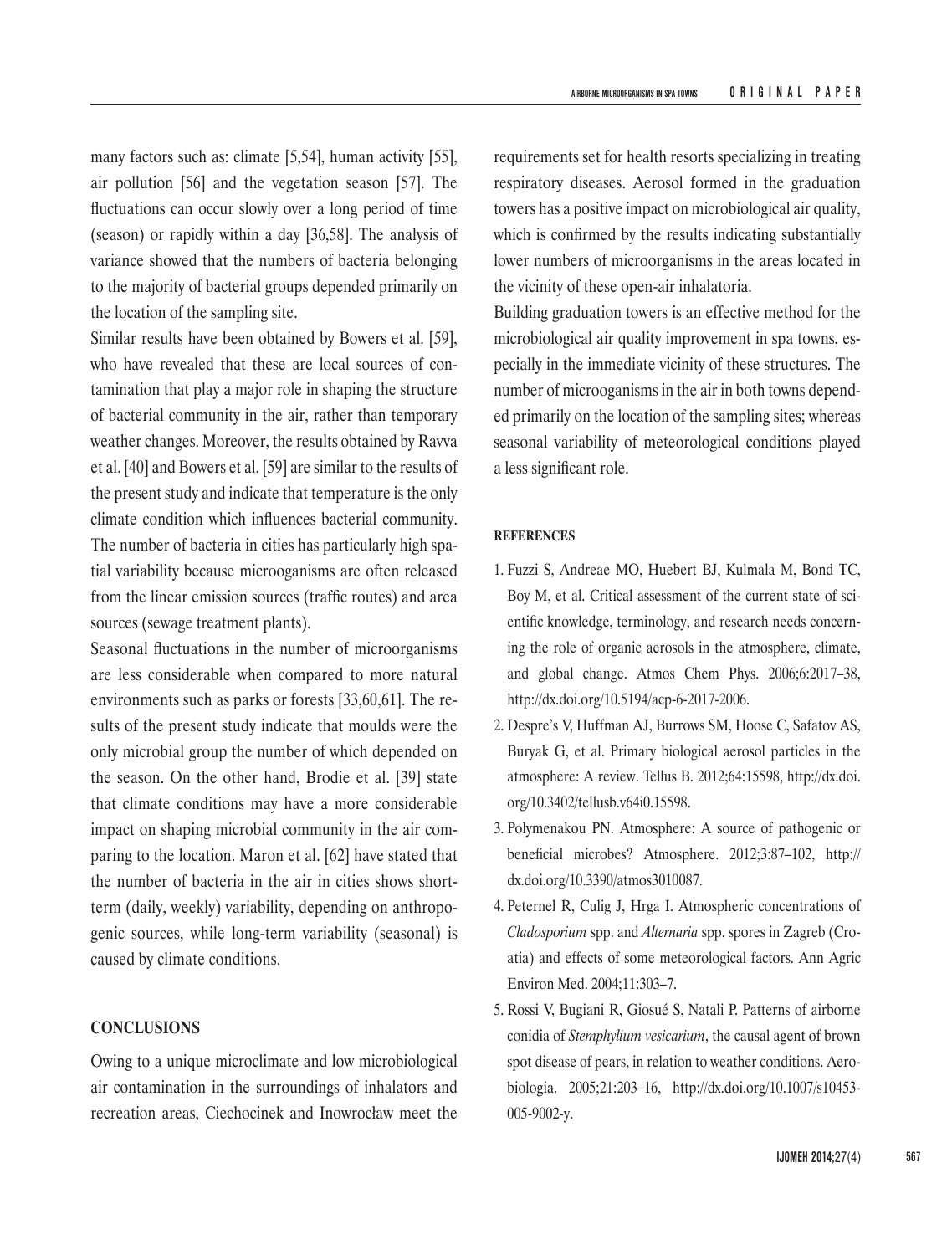many factors such as: climate [5,54], human activity [55], air pollution [56] and the vegetation season [57]. The fluctuations can occur slowly over a long period of time (season) or rapidly within a day [36,58]. The analysis of variance showed that the numbers of bacteria belonging to the majority of bacterial groups depended primarily on the location of the sampling site.

Similar results have been obtained by Bowers et al. [59], who have revealed that these are local sources of contamination that play a major role in shaping the structure of bacterial community in the air, rather than temporary weather changes. Moreover, the results obtained by Ravva et al. [40] and Bowers et al. [59] are similar to the results of the present study and indicate that temperature is the only climate condition which influences bacterial community. The number of bacteria in cities has particularly high spatial variability because microoganisms are often released from the linear emission sources (traffic routes) and area sources (sewage treatment plants).

Seasonal fluctuations in the number of microorganisms are less considerable when compared to more natural environments such as parks or forests [33,60,61]. The results of the present study indicate that moulds were the only microbial group the number of which depended on the season. On the other hand, Brodie et al. [39] state that climate conditions may have a more considerable impact on shaping microbial community in the air comparing to the location. Maron et al. [62] have stated that the number of bacteria in the air in cities shows short-term (daily, weekly) variability, depending on anthropogenic sources, while long-term variability (seasonal) is caused by climate conditions.

## CONCLUSIONS

Owing to a unique microclimate and low microbiological air contamination in the surroundings of inhalators and recreation areas, Ciechocinek and Inowrocław meet the requirements set for health resorts specializing in treating respiratory diseases. Aerosol formed in the graduation towers has a positive impact on microbiological air quality, which is confirmed by the results indicating substantially lower numbers of microorganisms in the areas located in the vicinity of these open-air inhalatoria.

Building graduation towers is an effective method for the microbiological air quality improvement in spa towns, especially in the immediate vicinity of these structures. The number of microoganisms in the air in both towns depended primarily on the location of the sampling sites; whereas seasonal variability of meteorological conditions played a less significant role.

## REFERENCES

1. Fuzzi S, Andreae MO, Huebert BJ, Kulmala M, Bond TC, Boy M, et al. Critical assessment of the current state of scientific knowledge, terminology, and research needs concerning the role of organic aerosols in the atmosphere, climate, and global change. Atmos Chem Phys. 2006;6:2017–38, http://dx.doi.org/10.5194/acp-6-2017-2006.
2. Despre's V, Huffman AJ, Burrows SM, Hoose C, Safatov AS, Buryak G, et al. Primary biological aerosol particles in the atmosphere: A review. Tellus B. 2012;64:15598, http://dx.doi.org/10.3402/tellusb.v64i0.15598.
3. Polymenakou PN. Atmosphere: A source of pathogenic or beneficial microbes? Atmosphere. 2012;3:87–102, http://dx.doi.org/10.3390/atmos3010087.
4. Peternel R, Culig J, Hrga I. Atmospheric concentrations of *Cladosporium* spp. and *Alternaria* spp. spores in Zagreb (Croatia) and effects of some meteorological factors. Ann Agric Environ Med. 2004;11:303–7.
5. Rossi V, Bugiani R, Giosué S, Natali P. Patterns of airborne conidia of *Stemphylium vesicarium*, the causal agent of brown spot disease of pears, in relation to weather conditions. Aerobiologia. 2005;21:203–16, http://dx.doi.org/10.1007/s10453-005-9002-y.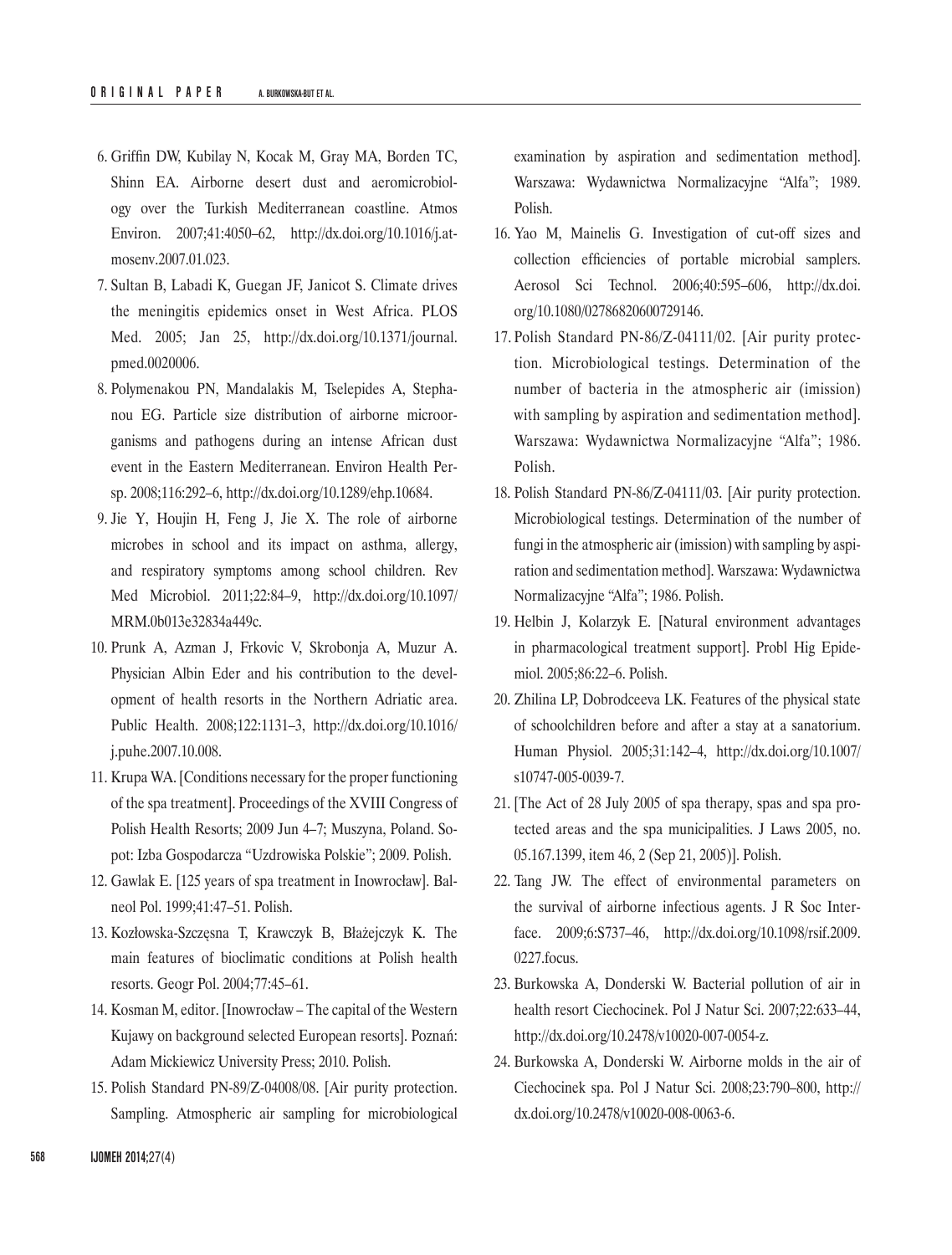6. Griffin DW, Kubilay N, Kocak M, Gray MA, Borden TC, Shinn EA. Airborne desert dust and aeromicrobiology over the Turkish Mediterranean coastline. Atmos Environ. 2007;41:4050–62, http://dx.doi.org/10.1016/j.atmosenv.2007.01.023.
7. Sultan B, Labadi K, Guegan JF, Janicot S. Climate drives the meningitis epidemics onset in West Africa. PLOS Med. 2005; Jan 25, http://dx.doi.org/10.1371/journal.pmed.0020006.
8. Polymenakou PN, Mandalakis M, Tselepides A, Stephanou EG. Particle size distribution of airborne microorganisms and pathogens during an intense African dust event in the Eastern Mediterranean. Environ Health Persp. 2008;116:292–6, http://dx.doi.org/10.1289/ehp.10684.
9. Jie Y, Houjin H, Feng J, Jie X. The role of airborne microbes in school and its impact on asthma, allergy, and respiratory symptoms among school children. Rev Med Microbiol. 2011;22:84–9, http://dx.doi.org/10.1097/MRM.0b013e32834a449c.
10. Prunk A, Azman J, Frkovic V, Skrobonja A, Muzur A. Physician Albin Eder and his contribution to the development of health resorts in the Northern Adriatic area. Public Health. 2008;122:1131–3, http://dx.doi.org/10.1016/j.puhe.2007.10.008.
11. Krupa WA. [Conditions necessary for the proper functioning of the spa treatment]. Proceedings of the XVIII Congress of Polish Health Resorts; 2009 Jun 4–7; Muszyna, Poland. Sopot: Izba Gospodarcza "Uzdrowiska Polskie"; 2009. Polish.
12. Gawlak E. [125 years of spa treatment in Inowrocław]. Balneol Pol. 1999;41:47–51. Polish.
13. Kozłowska-Szczęsna T, Krawczyk B, Błażejczyk K. The main features of bioclimatic conditions at Polish health resorts. Geogr Pol. 2004;77:45–61.
14. Kosman M, editor. [Inowrocław – The capital of the Western Kujawy on background selected European resorts]. Poznań: Adam Mickiewicz University Press; 2010. Polish.
15. Polish Standard PN-89/Z-04008/08. [Air purity protection. Sampling. Atmospheric air sampling for microbiological examination by aspiration and sedimentation method]. Warszawa: Wydawnictwa Normalizacyjne "Alfa"; 1989. Polish.
16. Yao M, Mainelis G. Investigation of cut-off sizes and collection efficiencies of portable microbial samplers. Aerosol Sci Technol. 2006;40:595–606, http://dx.doi.org/10.1080/02786820600729146.
17. Polish Standard PN-86/Z-04111/02. [Air purity protection. Microbiological testings. Determination of the number of bacteria in the atmospheric air (imission) with sampling by aspiration and sedimentation method]. Warszawa: Wydawnictwa Normalizacyjne "Alfa"; 1986. Polish.
18. Polish Standard PN-86/Z-04111/03. [Air purity protection. Microbiological testings. Determination of the number of fungi in the atmospheric air (imission) with sampling by aspiration and sedimentation method]. Warszawa: Wydawnictwa Normalizacyjne "Alfa"; 1986. Polish.
19. Helbin J, Kolarzyk E. [Natural environment advantages in pharmacological treatment support]. Probl Hig Epidemiol. 2005;86:22–6. Polish.
20. Zhilina LP, Dobrodceeva LK. Features of the physical state of schoolchildren before and after a stay at a sanatorium. Human Physiol. 2005;31:142–4, http://dx.doi.org/10.1007/s10747-005-0039-7.
21. [The Act of 28 July 2005 of spa therapy, spas and spa protected areas and the spa municipalities. J Laws 2005, no. 05.167.1399, item 46, 2 (Sep 21, 2005)]. Polish.
22. Tang JW. The effect of environmental parameters on the survival of airborne infectious agents. J R Soc Interface. 2009;6:S737–46, http://dx.doi.org/10.1098/rsif.2009.0227.focus.
23. Burkowska A, Donderski W. Bacterial pollution of air in health resort Ciechocinek. Pol J Natur Sci. 2007;22:633–44, http://dx.doi.org/10.2478/v10020-007-0054-z.
24. Burkowska A, Donderski W. Airborne molds in the air of Ciechocinek spa. Pol J Natur Sci. 2008;23:790–800, http://dx.doi.org/10.2478/v10020-008-0063-6.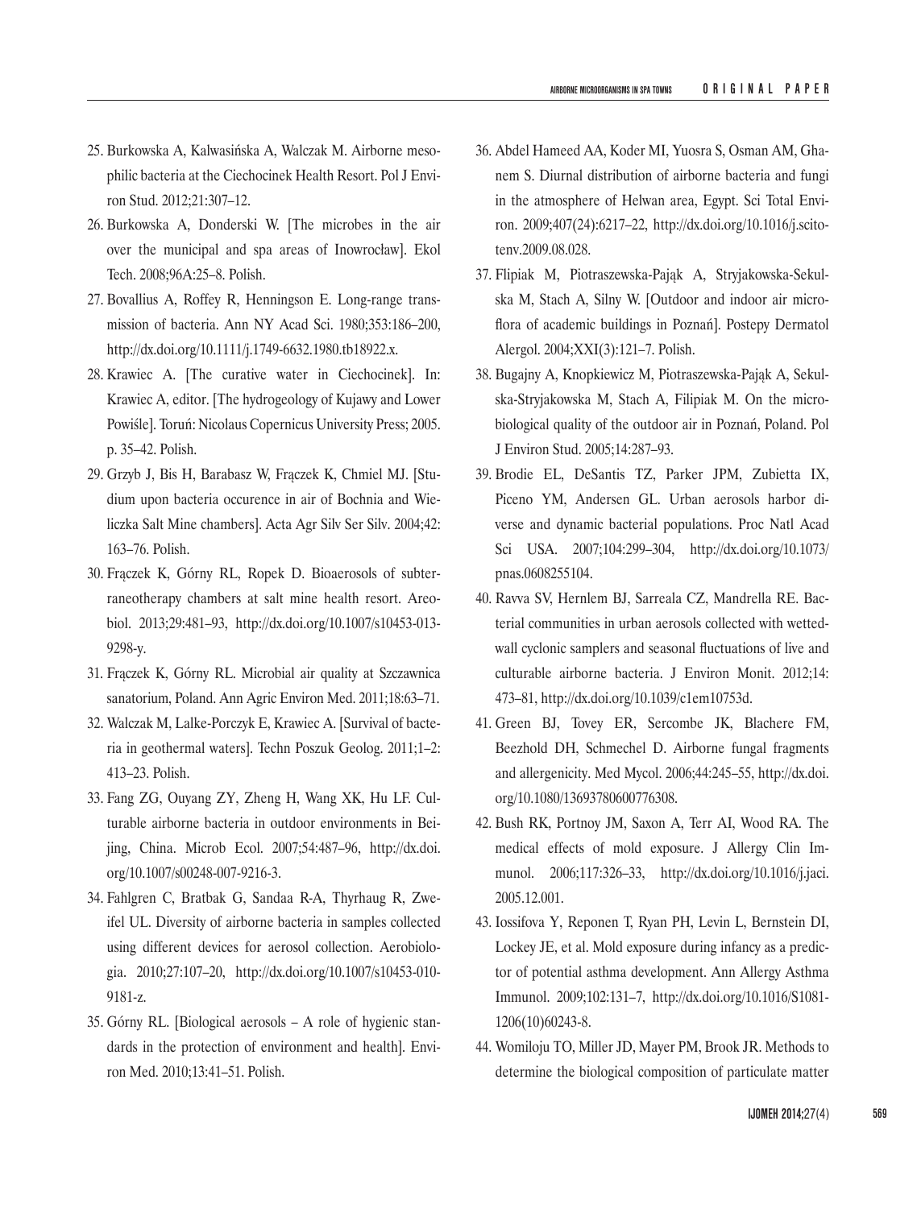25. Burkowska A, Kalwasińska A, Walczak M. Airborne mesophilic bacteria at the Ciechocinek Health Resort. Pol J Environ Stud. 2012;21:307–12.
26. Burkowska A, Donderski W. [The microbes in the air over the municipal and spa areas of Inowrocław]. Ekol Tech. 2008;96A:25–8. Polish.
27. Bovallius A, Roffey R, Henningson E. Long-range transmission of bacteria. Ann NY Acad Sci. 1980;353:186–200, http://dx.doi.org/10.1111/j.1749-6632.1980.tb18922.x.
28. Krawiec A. [The curative water in Ciechocinek]. In: Krawiec A, editor. [The hydrogeology of Kujawy and Lower Powiśle]. Toruń: Nicolaus Copernicus University Press; 2005. p. 35–42. Polish.
29. Grzyb J, Bis H, Barabasz W, Frączek K, Chmiel MJ. [Studium upon bacteria occurence in air of Bochnia and Wieliczka Salt Mine chambers]. Acta Agr Silv Ser Silv. 2004;42: 163–76. Polish.
30. Frączek K, Górny RL, Ropek D. Bioaerosols of subterraneotherapy chambers at salt mine health resort. Areobiol. 2013;29:481–93, http://dx.doi.org/10.1007/s10453-013-9298-y.
31. Frączek K, Górny RL. Microbial air quality at Szczawnica sanatorium, Poland. Ann Agric Environ Med. 2011;18:63–71.
32. Walczak M, Lalke-Porczyk E, Krawiec A. [Survival of bacteria in geothermal waters]. Techn Poszuk Geolog. 2011;1–2: 413–23. Polish.
33. Fang ZG, Ouyang ZY, Zheng H, Wang XK, Hu LF. Culturable airborne bacteria in outdoor environments in Beijing, China. Microb Ecol. 2007;54:487–96, http://dx.doi.org/10.1007/s00248-007-9216-3.
34. Fahlgren C, Bratbak G, Sandaa R-A, Thyrhaug R, Zweifel UL. Diversity of airborne bacteria in samples collected using different devices for aerosol collection. Aerobiologia. 2010;27:107–20, http://dx.doi.org/10.1007/s10453-010-9181-z.
35. Górny RL. [Biological aerosols – A role of hygienic standards in the protection of environment and health]. Environ Med. 2010;13:41–51. Polish.
36. Abdel Hameed AA, Koder MI, Yuosra S, Osman AM, Ghanem S. Diurnal distribution of airborne bacteria and fungi in the atmosphere of Helwan area, Egypt. Sci Total Environ. 2009;407(24):6217–22, http://dx.doi.org/10.1016/j.scitotenv.2009.08.028.
37. Flipiak M, Piotraszewska-Pająk A, Stryjakowska-Sekulska M, Stach A, Silny W. [Outdoor and indoor air microflora of academic buildings in Poznań]. Postepy Dermatol Alergol. 2004;XXI(3):121–7. Polish.
38. Bugajny A, Knopkiewicz M, Piotraszewska-Pająk A, Sekulska-Stryjakowska M, Stach A, Filipiak M. On the microbiological quality of the outdoor air in Poznań, Poland. Pol J Environ Stud. 2005;14:287–93.
39. Brodie EL, DeSantis TZ, Parker JPM, Zubietta IX, Piceno YM, Andersen GL. Urban aerosols harbor diverse and dynamic bacterial populations. Proc Natl Acad Sci USA. 2007;104:299–304, http://dx.doi.org/10.1073/pnas.0608255104.
40. Ravva SV, Hernlem BJ, Sarreala CZ, Mandrella RE. Bacterial communities in urban aerosols collected with wetted-wall cyclonic samplers and seasonal fluctuations of live and culturable airborne bacteria. J Environ Monit. 2012;14: 473–81, http://dx.doi.org/10.1039/c1em10753d.
41. Green BJ, Tovey ER, Sercombe JK, Blachere FM, Beezhold DH, Schmechel D. Airborne fungal fragments and allergenicity. Med Mycol. 2006;44:245–55, http://dx.doi.org/10.1080/13693780600776308.
42. Bush RK, Portnoy JM, Saxon A, Terr AI, Wood RA. The medical effects of mold exposure. J Allergy Clin Immunol. 2006;117:326–33, http://dx.doi.org/10.1016/j.jaci.2005.12.001.
43. Iossifova Y, Reponen T, Ryan PH, Levin L, Bernstein DI, Lockey JE, et al. Mold exposure during infancy as a predictor of potential asthma development. Ann Allergy Asthma Immunol. 2009;102:131–7, http://dx.doi.org/10.1016/S1081-1206(10)60243-8.
44. Womiloju TO, Miller JD, Mayer PM, Brook JR. Methods to determine the biological composition of particulate matter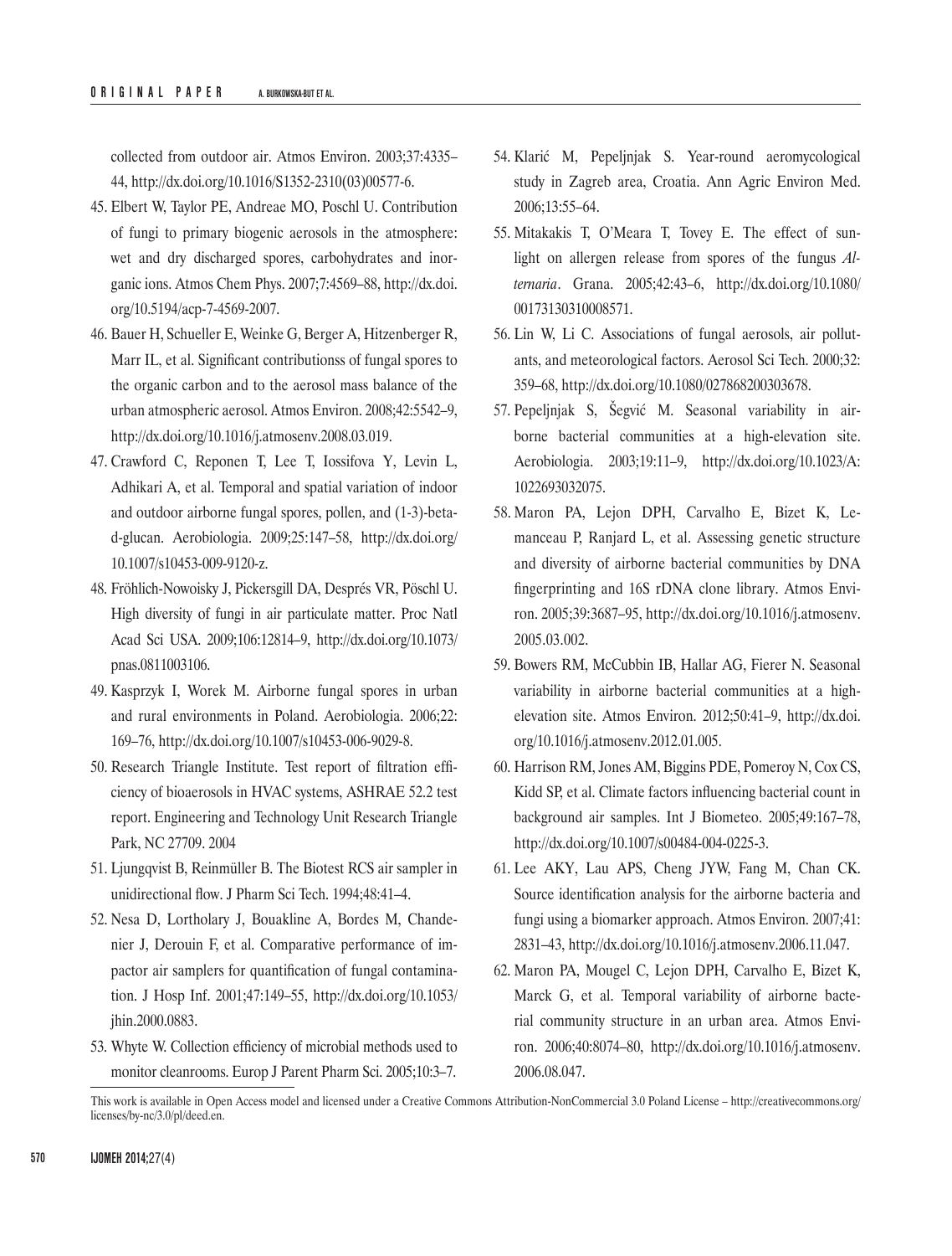collected from outdoor air. Atmos Environ. 2003;37:4335–44, http://dx.doi.org/10.1016/S1352-2310(03)00577-6.

45. Elbert W, Taylor PE, Andreae MO, Poschl U. Contribution of fungi to primary biogenic aerosols in the atmosphere: wet and dry discharged spores, carbohydrates and inorganic ions. Atmos Chem Phys. 2007;7:4569–88, http://dx.doi.org/10.5194/acp-7-4569-2007.
46. Bauer H, Schueller E, Weinke G, Berger A, Hitzenberger R, Marr IL, et al. Significant contributionss of fungal spores to the organic carbon and to the aerosol mass balance of the urban atmospheric aerosol. Atmos Environ. 2008;42:5542–9, http://dx.doi.org/10.1016/j.atmosenv.2008.03.019.
47. Crawford C, Reponen T, Lee T, Iossifova Y, Levin L, Adhikari A, et al. Temporal and spatial variation of indoor and outdoor airborne fungal spores, pollen, and (1-3)-beta-d-glucan. Aerobiologia. 2009;25:147–58, http://dx.doi.org/10.1007/s10453-009-9120-z.
48. Fröhlich-Nowoisky J, Pickersgill DA, Després VR, Pöschl U. High diversity of fungi in air particulate matter. Proc Natl Acad Sci USA. 2009;106:12814–9, http://dx.doi.org/10.1073/pnas.0811003106.
49. Kasprzyk I, Worek M. Airborne fungal spores in urban and rural environments in Poland. Aerobiologia. 2006;22:169–76, http://dx.doi.org/10.1007/s10453-006-9029-8.
50. Research Triangle Institute. Test report of filtration efficiency of bioaerosols in HVAC systems, ASHRAE 52.2 test report. Engineering and Technology Unit Research Triangle Park, NC 27709. 2004
51. Ljungqvist B, Reinmüller B. The Biotest RCS air sampler in unidirectional flow. J Pharm Sci Tech. 1994;48:41–4.
52. Nesa D, Lortholary J, Bouakline A, Bordes M, Chandenier J, Derouin F, et al. Comparative performance of impactor air samplers for quantification of fungal contamination. J Hosp Inf. 2001;47:149–55, http://dx.doi.org/10.1053/jhin.2000.0883.
53. Whyte W. Collection efficiency of microbial methods used to monitor cleanrooms. Europ J Parent Pharm Sci. 2005;10:3–7.
54. Klarić M, Pepeljnjak S. Year-round aeromycological study in Zagreb area, Croatia. Ann Agric Environ Med. 2006;13:55–64.
55. Mitakakis T, O'Meara T, Tovey E. The effect of sunlight on allergen release from spores of the fungus *Alternaria*. Grana. 2005;42:43–6, http://dx.doi.org/10.1080/00173130310008571.
56. Lin W, Li C. Associations of fungal aerosols, air pollutants, and meteorological factors. Aerosol Sci Tech. 2000;32:359–68, http://dx.doi.org/10.1080/027868200303678.
57. Pepeljnjak S, Šegvić M. Seasonal variability in airborne bacterial communities at a high-elevation site. Aerobiologia. 2003;19:11–9, http://dx.doi.org/10.1023/A:1022693032075.
58. Maron PA, Lejon DPH, Carvalho E, Bizet K, Lemanceau P, Ranjard L, et al. Assessing genetic structure and diversity of airborne bacterial communities by DNA fingerprinting and 16S rDNA clone library. Atmos Environ. 2005;39:3687–95, http://dx.doi.org/10.1016/j.atmosenv.2005.03.002.
59. Bowers RM, McCubbin IB, Hallar AG, Fierer N. Seasonal variability in airborne bacterial communities at a high-elevation site. Atmos Environ. 2012;50:41–9, http://dx.doi.org/10.1016/j.atmosenv.2012.01.005.
60. Harrison RM, Jones AM, Biggins PDE, Pomeroy N, Cox CS, Kidd SP, et al. Climate factors influencing bacterial count in background air samples. Int J Biometeo. 2005;49:167–78, http://dx.doi.org/10.1007/s00484-004-0225-3.
61. Lee AKY, Lau APS, Cheng JYW, Fang M, Chan CK. Source identification analysis for the airborne bacteria and fungi using a biomarker approach. Atmos Environ. 2007;41:2831–43, http://dx.doi.org/10.1016/j.atmosenv.2006.11.047.
62. Maron PA, Mougel C, Lejon DPH, Carvalho E, Bizet K, Marck G, et al. Temporal variability of airborne bacterial community structure in an urban area. Atmos Environ. 2006;40:8074–80, http://dx.doi.org/10.1016/j.atmosenv.2006.08.047.

This work is available in Open Access model and licensed under a Creative Commons Attribution-NonCommercial 3.0 Poland License – http://creativecommons.org/licenses/by-nc/3.0/pl/deed.en.